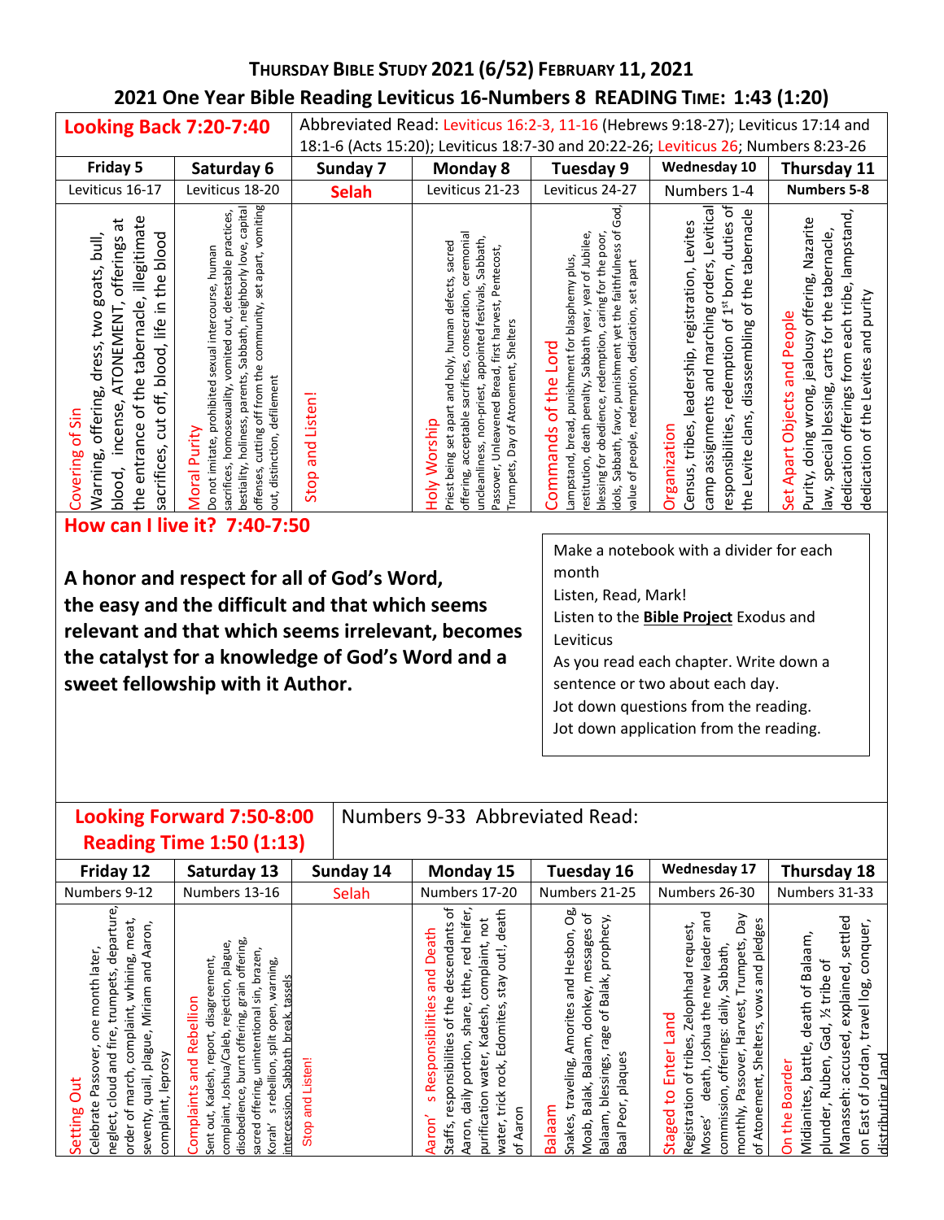# Thursday Bible Study 2021 (6/52) February 11, 2021

## 2021 One Year Bible Reading Leviticus 16-Numbers 8 READING TIME: 1:43 (1:20)

| Looking Back 7:20-7:40 | Abbreviated Read: Leviticus 16:2-3, 11-16 (Hebrews 9:18-27); Leviticus 17:14 and 18:1-6 (Acts 15:20); Leviticus 18:7-30 and 20:22-26; Leviticus 26; Numbers 8:23-26 | | | | | |
|---|---|---|---|---|---|---|
| **Friday 5** | **Saturday 6** | **Sunday 7** | **Monday 8** | **Tuesday 9** | **Wednesday 10** | **Thursday 11** |
| Leviticus 16-17 | Leviticus 18-20 | **Selah** | Leviticus 21-23 | Leviticus 24-27 | Numbers 1-4 | **Numbers 5-8** |
| Covering of Sin<br>Warning, offering, dress, two goats, bull, blood, incense, ATONEMENT, offerings at the entrance of the tabernacle, illegitimate sacrifices, cut off, blood, life in the blood | Moral Purity<br>Do not imitate, prohibited sexual intercourse, human sacrifices, homosexuality, vomited out, detestable practices, bestiality, holiness, parents, Sabbath, neighborly love, capital offenses, cutting off from the community, set apart, vomiting out, distinction, defilement | Stop and Listen! | Holy Worship<br>Priest being set apart and holy, human defects, sacred offering, acceptable sacrifices, consecration, ceremonial uncleanliness, non-priest, appointed festivals, Sabbath, Passover, Unleavened Bread, first harvest, Pentecost, Trumpets, Day of Atonement, Shelters | Commands of the Lord<br>Lampstand, bread, punishment for blasphemy plus, restitution, death penalty, Sabbath year, year of Jubilee, blessing for obedience, redemption, caring for the poor, idols, Sabbath, favor, punishment yet the faithfulness of God, value of people, redemption, dedication, set apart | Organization<br>Census, tribes, leadership, registration, Levites camp assignments and marching orders, Levitical responsibilities, redemption of 1st born, duties of the Levite clans, disassembling of the tabernacle | Set Apart Objects and People<br>Purity, doing wrong, jealousy offering, Nazarite law, special blessing, carts for the tabernacle, dedication offerings from each tribe, lampstand, dedication of the Levites and purity |

## How can I live it? 7:40-7:50

**A honor and respect for all of God's Word, the easy and the difficult and that which seems relevant and that which seems irrelevant, becomes the catalyst for a knowledge of God's Word and a sweet fellowship with it Author.**

Make a notebook with a divider for each month
Listen, Read, Mark!
Listen to the **Bible Project** Exodus and Leviticus
As you read each chapter. Write down a sentence or two about each day.
Jot down questions from the reading.
Jot down application from the reading.

| Looking Forward 7:50-8:00 Reading Time 1:50 (1:13) | Numbers 9-33 Abbreviated Read: | | | | | |
|---|---|---|---|---|---|---|
| **Friday 12** | **Saturday 13** | **Sunday 14** | **Monday 15** | **Tuesday 16** | **Wednesday 17** | **Thursday 18** |
| Numbers 9-12 | Numbers 13-16 | Selah | Numbers 17-20 | Numbers 21-25 | Numbers 26-30 | Numbers 31-33 |
| Setting Out<br>Celebrate Passover, one month later, neglect, cloud and fire, trumpets, departure, order of march, complaint, whining, meat, seventy, quail, plague, Miriam and Aaron, complaint, leprosy | Complaints and Rebellion<br>Sent out, Kadesh, report, disagreement, complaint, Joshua/Caleb, rejection, plague, disobedience, burnt offering, grain offering, sacred offering, unintentional sin, brazen, Korah's rebellion, split open, warning, intercession, Sabbath break, tassels | Stop and Listen! | Aaron's Responsibilities and Death<br>Staffs, responsibilities of the descendants of Aaron, daily portion, share, tithe, red heifer, purification water, Kadesh, complaint, not water, trick rock, Edomites, stay out!, death of Aaron | Balaam<br>Snakes, traveling, Amorites and Hesbon, Og, Moab, Balak, Balaam, donkey, messages of Balaam, blessings, rage of Balak, prophecy, Baal Peor, plaques | Staged to Enter Land<br>Registration of tribes, Zelophhad request, Moses' death, Joshua the new leader and commission, offerings: daily, Sabbath, monthly, Passover, Harvest, Trumpets, Day of Atonement, Shelters, vows and pledges | On the Boarder<br>Midianites, battle, death of Balaam, plunder, Ruben, Gad, ½ tribe of Manasseh: accused, explained, settled on East of Jordan, travel log, conquer, distributing land |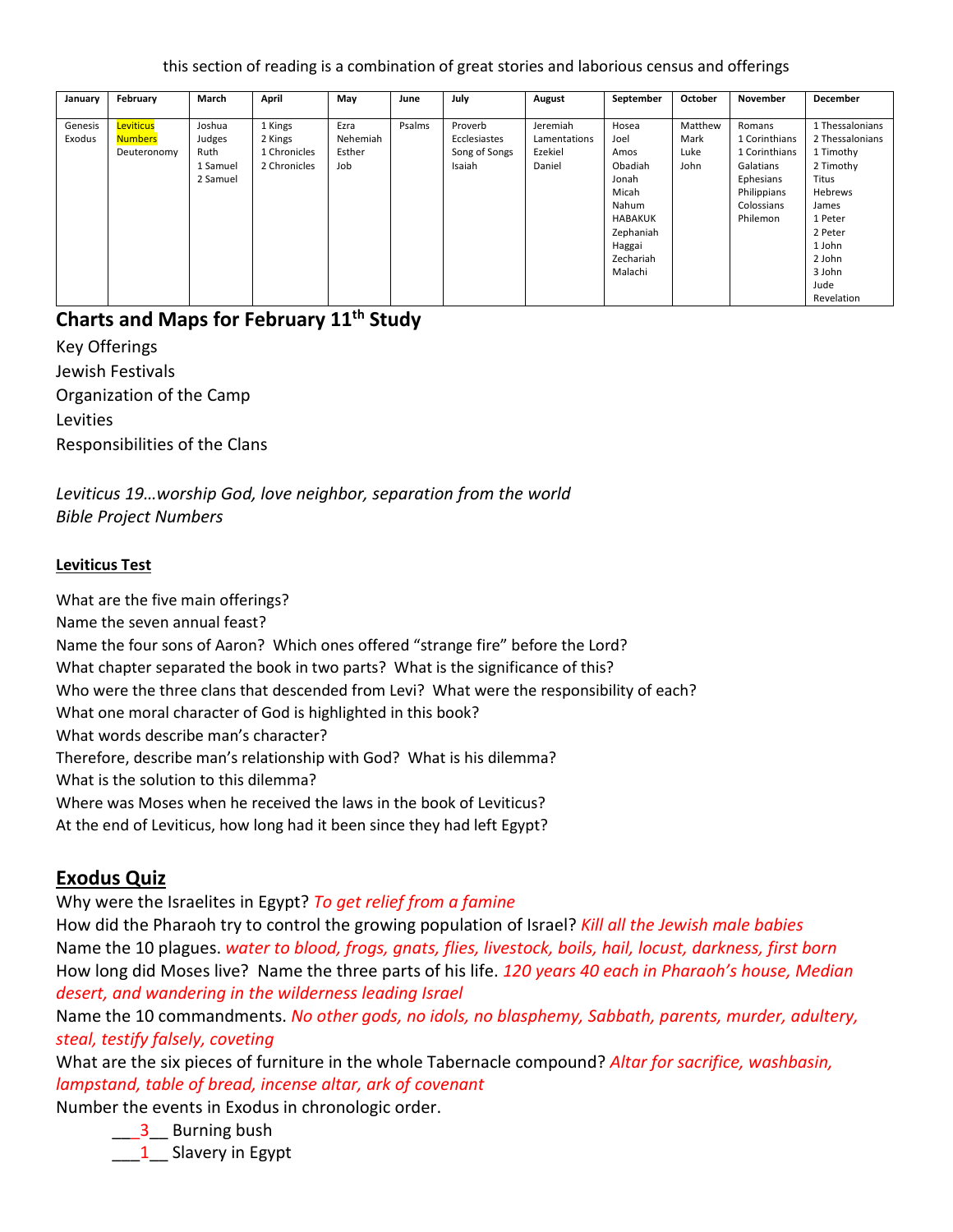this section of reading is a combination of great stories and laborious census and offerings

| January | February | March | April | May | June | July | August | September | October | November | December |
|---|---|---|---|---|---|---|---|---|---|---|---|
| Genesis Exodus | Leviticus Numbers Deuteronomy | Joshua Judges Ruth 1 Samuel 2 Samuel | 1 Kings 2 Kings 1 Chronicles 2 Chronicles | Ezra Nehemiah Esther Job | Psalms | Proverb Ecclesiastes Song of Songs Isaiah | Jeremiah Lamentations Ezekiel Daniel | Hosea Joel Amos Obadiah Jonah Micah Nahum HABAKUK Zephaniah Haggai Zechariah Malachi | Matthew Mark Luke John | Romans 1 Corinthians 1 Corinthians Galatians Ephesians Philippians Colossians Philemon | 1 Thessalonians 2 Thessalonians 1 Timothy 2 Timothy Titus Hebrews James 1 Peter 2 Peter 1 John 2 John 3 John Jude Revelation |

## Charts and Maps for February 11th Study

Key Offerings
Jewish Festivals
Organization of the Camp
Levities
Responsibilities of the Clans

*Leviticus 19…worship God, love neighbor, separation from the world*
*Bible Project Numbers*

**Leviticus Test**

What are the five main offerings?
Name the seven annual feast?
Name the four sons of Aaron? Which ones offered "strange fire" before the Lord?
What chapter separated the book in two parts? What is the significance of this?
Who were the three clans that descended from Levi? What were the responsibility of each?
What one moral character of God is highlighted in this book?
What words describe man's character?
Therefore, describe man's relationship with God? What is his dilemma?
What is the solution to this dilemma?
Where was Moses when he received the laws in the book of Leviticus?
At the end of Leviticus, how long had it been since they had left Egypt?

## Exodus Quiz

Why were the Israelites in Egypt? *To get relief from a famine*
How did the Pharaoh try to control the growing population of Israel? *Kill all the Jewish male babies*
Name the 10 plagues. *water to blood, frogs, gnats, flies, livestock, boils, hail, locust, darkness, first born*
How long did Moses live? Name the three parts of his life. *120 years 40 each in Pharaoh's house, Median desert, and wandering in the wilderness leading Israel*
Name the 10 commandments. *No other gods, no idols, no blasphemy, Sabbath, parents, murder, adultery, steal, testify falsely, coveting*
What are the six pieces of furniture in the whole Tabernacle compound? *Altar for sacrifice, washbasin, lampstand, table of bread, incense altar, ark of covenant*
Number the events in Exodus in chronologic order.

___3__ Burning bush
___1__ Slavery in Egypt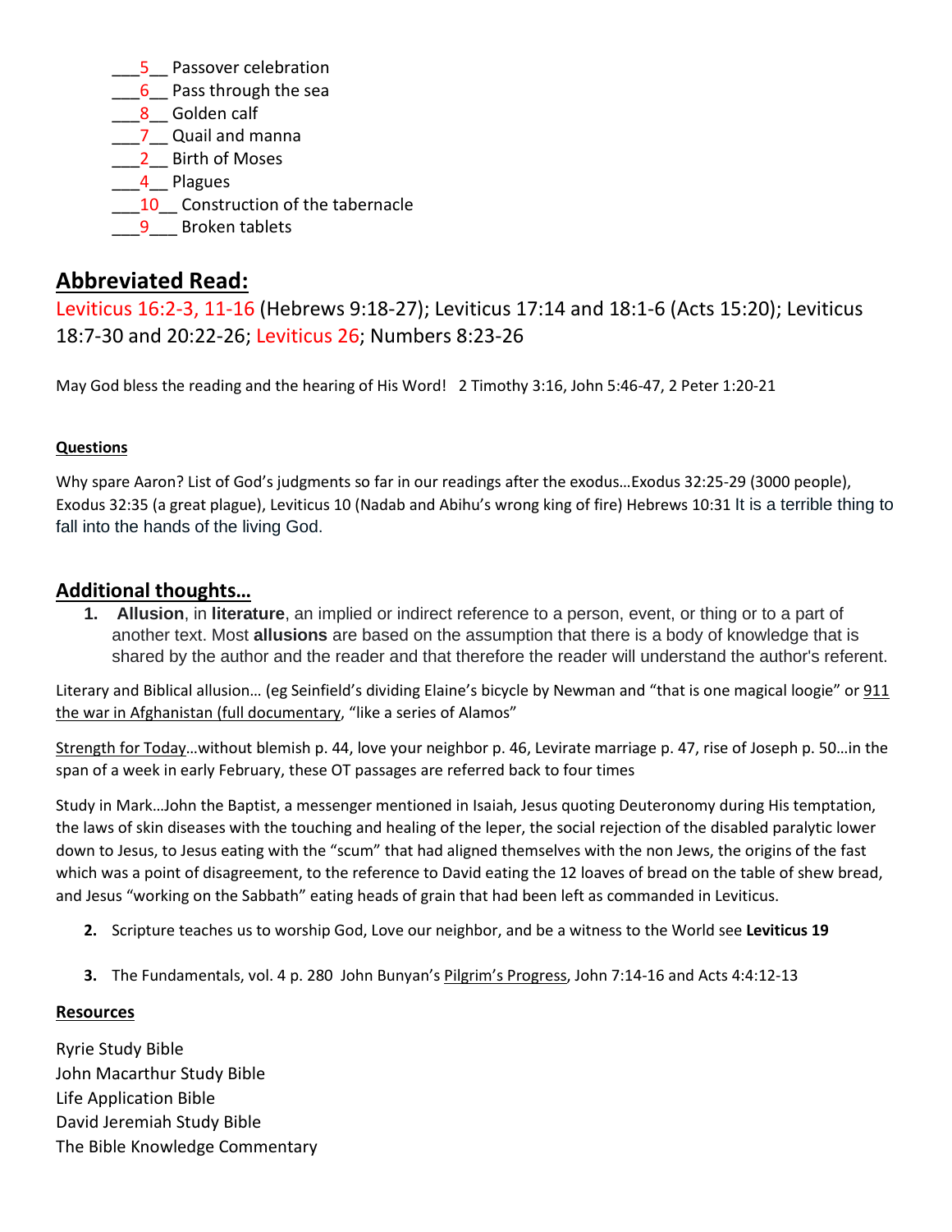___5__ Passover celebration
___6__ Pass through the sea
___8__ Golden calf
___7__ Quail and manna
___2__ Birth of Moses
___4__ Plagues
___10__ Construction of the tabernacle
___9___ Broken tablets

## Abbreviated Read:

Leviticus 16:2-3, 11-16 (Hebrews 9:18-27); Leviticus 17:14 and 18:1-6 (Acts 15:20); Leviticus 18:7-30 and 20:22-26; Leviticus 26; Numbers 8:23-26

May God bless the reading and the hearing of His Word! 2 Timothy 3:16, John 5:46-47, 2 Peter 1:20-21

**Questions**

Why spare Aaron? List of God's judgments so far in our readings after the exodus…Exodus 32:25-29 (3000 people), Exodus 32:35 (a great plague), Leviticus 10 (Nadab and Abihu's wrong king of fire) Hebrews 10:31 It is a terrible thing to fall into the hands of the living God.

## Additional thoughts…

1. **Allusion**, in **literature**, an implied or indirect reference to a person, event, or thing or to a part of another text. Most **allusions** are based on the assumption that there is a body of knowledge that is shared by the author and the reader and that therefore the reader will understand the author's referent.

Literary and Biblical allusion… (eg Seinfeld's dividing Elaine's bicycle by Newman and "that is one magical loogie" or 911 the war in Afghanistan (full documentary, "like a series of Alamos"

Strength for Today…without blemish p. 44, love your neighbor p. 46, Levirate marriage p. 47, rise of Joseph p. 50…in the span of a week in early February, these OT passages are referred back to four times

Study in Mark…John the Baptist, a messenger mentioned in Isaiah, Jesus quoting Deuteronomy during His temptation, the laws of skin diseases with the touching and healing of the leper, the social rejection of the disabled paralytic lower down to Jesus, to Jesus eating with the "scum" that had aligned themselves with the non Jews, the origins of the fast which was a point of disagreement, to the reference to David eating the 12 loaves of bread on the table of shew bread, and Jesus "working on the Sabbath" eating heads of grain that had been left as commanded in Leviticus.

2. Scripture teaches us to worship God, Love our neighbor, and be a witness to the World see **Leviticus 19**

3. The Fundamentals, vol. 4 p. 280 John Bunyan's Pilgrim's Progress, John 7:14-16 and Acts 4:4:12-13

**Resources**

Ryrie Study Bible
John Macarthur Study Bible
Life Application Bible
David Jeremiah Study Bible
The Bible Knowledge Commentary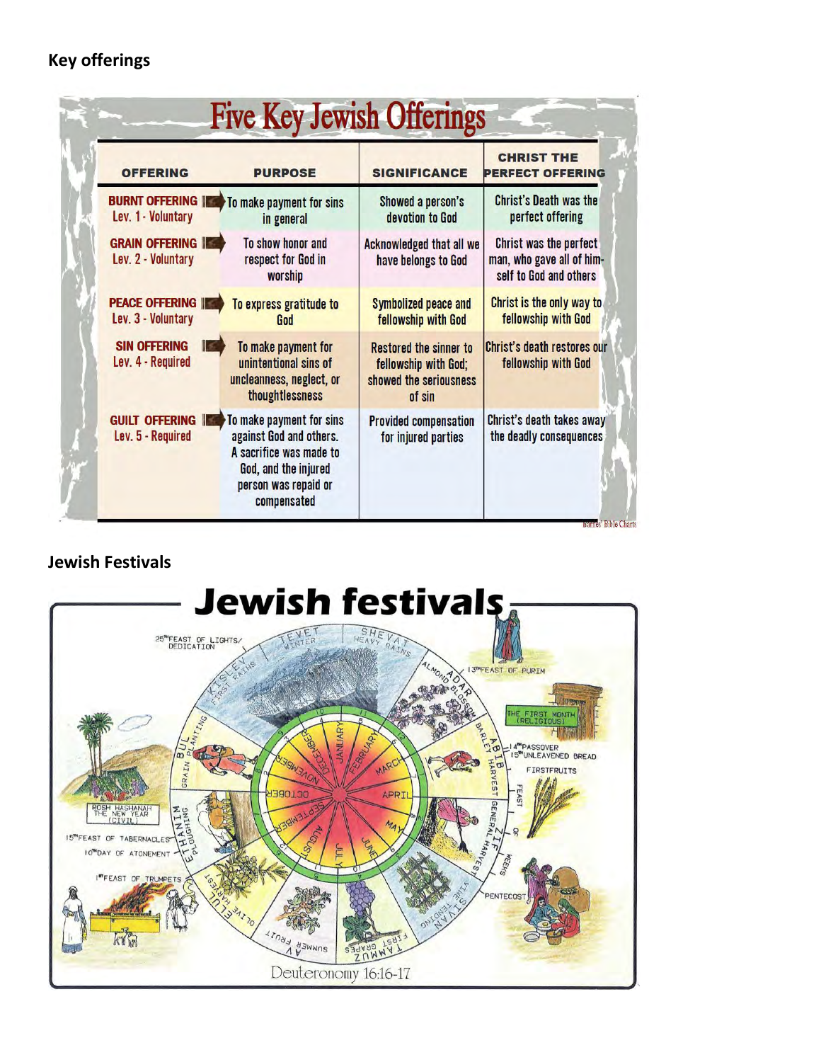## Key offerings

# Five Key Jewish Offerings

| OFFERING | PURPOSE | SIGNIFICANCE | CHRIST THE PERFECT OFFERING |
|---|---|---|---|
| **BURNT OFFERING** Lev. 1 - Voluntary | To make payment for sins in general | Showed a person's devotion to God | Christ's Death was the perfect offering |
| **GRAIN OFFERING** Lev. 2 - Voluntary | To show honor and respect for God in worship | Acknowledged that all we have belongs to God | Christ was the perfect man, who gave all of himself to God and others |
| **PEACE OFFERING** Lev. 3 - Voluntary | To express gratitude to God | Symbolized peace and fellowship with God | Christ is the only way to fellowship with God |
| **SIN OFFERING** Lev. 4 - Required | To make payment for unintentional sins of uncleanness, neglect, or thoughtlessness | Restored the sinner to fellowship with God; showed the seriousness of sin | Christ's death restores our fellowship with God |
| **GUILT OFFERING** Lev. 5 - Required | To make payment for sins against God and others. A sacrifice was made to God, and the injured person was repaid or compensated | Provided compensation for injured parties | Christ's death takes away the deadly consequences |

Barnes' Bible Charts

## Jewish Festivals

# Jewish festivals

25TH FEAST OF LIGHTS/ DEDICATION

13TH FEAST OF PURIM

THE FIRST MONTH (RELIGIOUS)

14TH PASSOVER
15TH UNLEAVENED BREAD
FIRSTFRUITS

FEAST OF WEEKS

PENTECOST

ROSH HASHANAH THE NEW YEAR (CIVIL)

15TH FEAST OF TABERNACLES

10TH DAY OF ATONEMENT

1ST FEAST OF TRUMPETS

TEVET – WINTER
SHEVAT – HEAVY RAINS
ADAR – ALMOND BLOSSOM
ABIB – BARLEY HARVEST
ZIF – GENERAL HARVEST
SIVAN – VINE TENDING
TAMMUZ – FIRST GRAPES
AV – SUMMER FRUIT
ELUL – OLIVE HARVEST
ETHANIM – PLOUGHING
BUL – GRAIN PLANTING
KISLEV – FIRST RAINS

JANUARY, FEBRUARY, MARCH, APRIL, MAY, JUNE, JULY, AUGUST, SEPTEMBER, OCTOBER, NOVEMBER, DECEMBER

Deuteronomy 16:16-17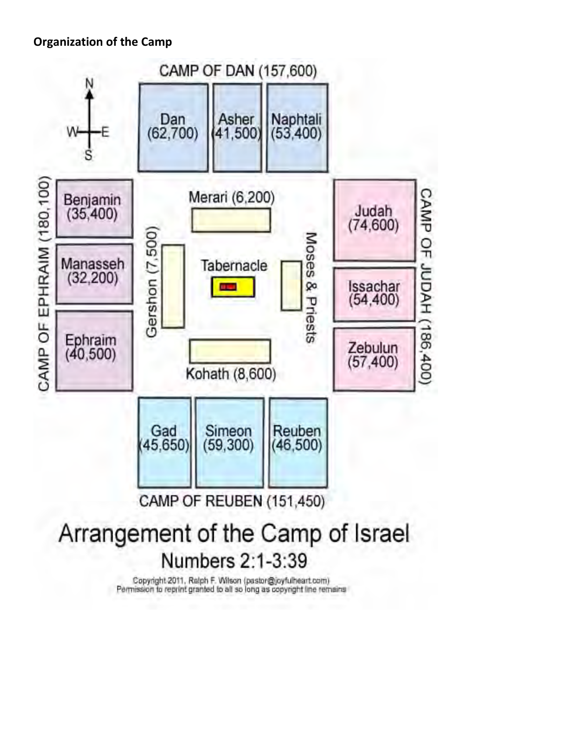**Organization of the Camp**

CAMP OF DAN (157,600)

| Dan (62,700) | Asher (41,500) | Naphtali (53,400) |
|---|---|---|

CAMP OF EPHRAIM (180,100)

- Benjamin (35,400)
- Manasseh (32,200)
- Ephraim (40,500)

Merari (6,200)

Gershon (7,500)

Tabernacle

Moses & Priests

Kohath (8,600)

CAMP OF JUDAH (186,400)

- Judah (74,600)
- Issachar (54,400)
- Zebulun (57,400)

| Gad (45,650) | Simeon (59,300) | Reuben (46,500) |
|---|---|---|

CAMP OF REUBEN (151,450)

# Arrangement of the Camp of Israel

Numbers 2:1-3:39

Copyright 2011, Ralph F. Wilson (pastor@joyfulheart.com)
Permission to reprint granted to all so long as copyright line remains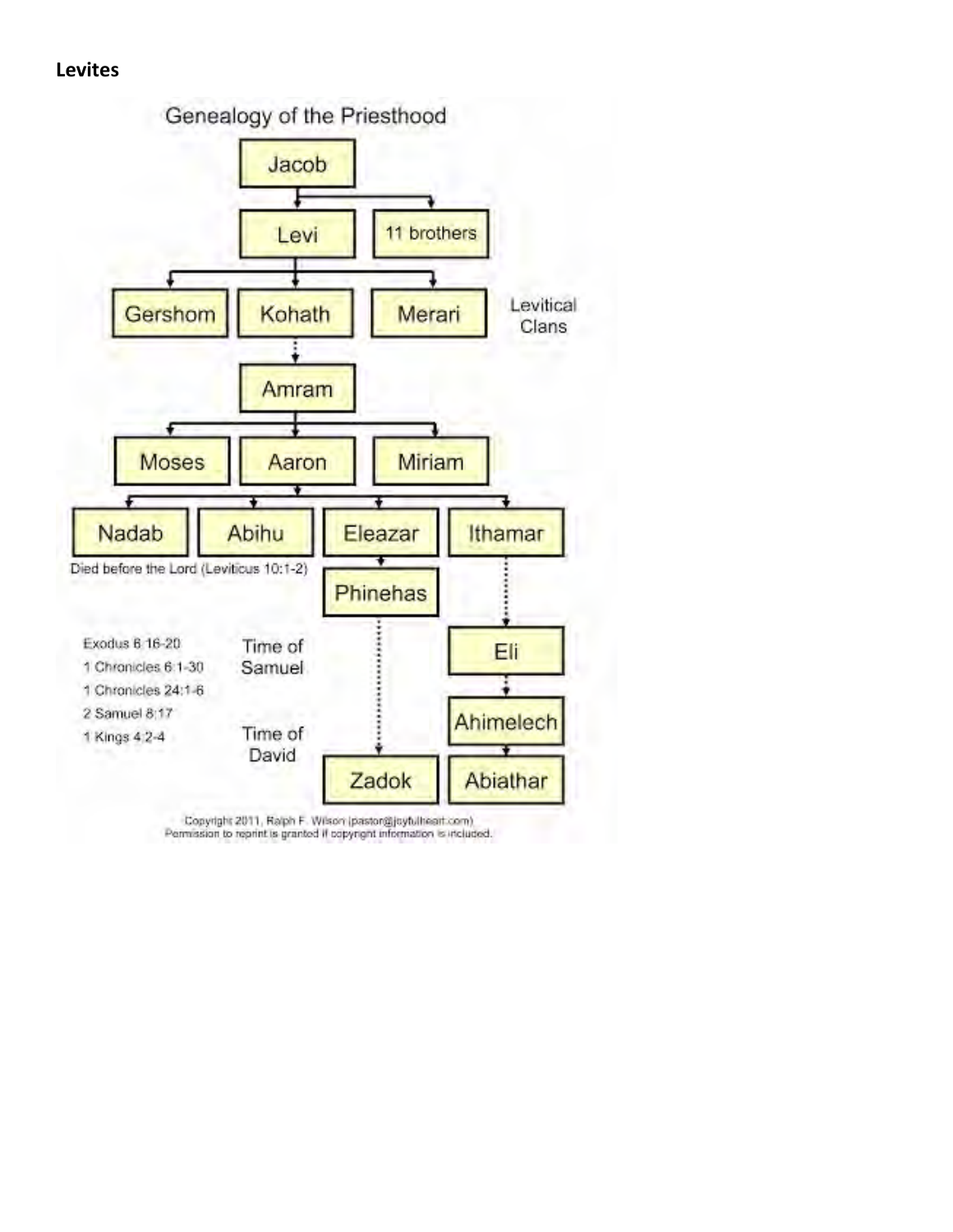**Levites**

Genealogy of the Priesthood

- Jacob
  - Levi
    - Gershom
    - Kohath
      - Amram
        - Moses
        - Aaron
          - Nadab
          - Abihu
          - Eleazar
            - Phinehas
              - Zadok
          - Ithamar
            - Eli
              - Ahimelech
                - Abiathar
        - Miriam
    - Merari
  - 11 brothers

Levitical Clans

Died before the Lord (Leviticus 10:1-2)

Exodus 6:16-20
1 Chronicles 6:1-30
1 Chronicles 24:1-6
2 Samuel 8:17
1 Kings 4:2-4

Time of Samuel

Time of David

Copyright 2011, Ralph F. Wilson (pastor@joyfulheart.com)
Permission to reprint is granted if copyright information is included.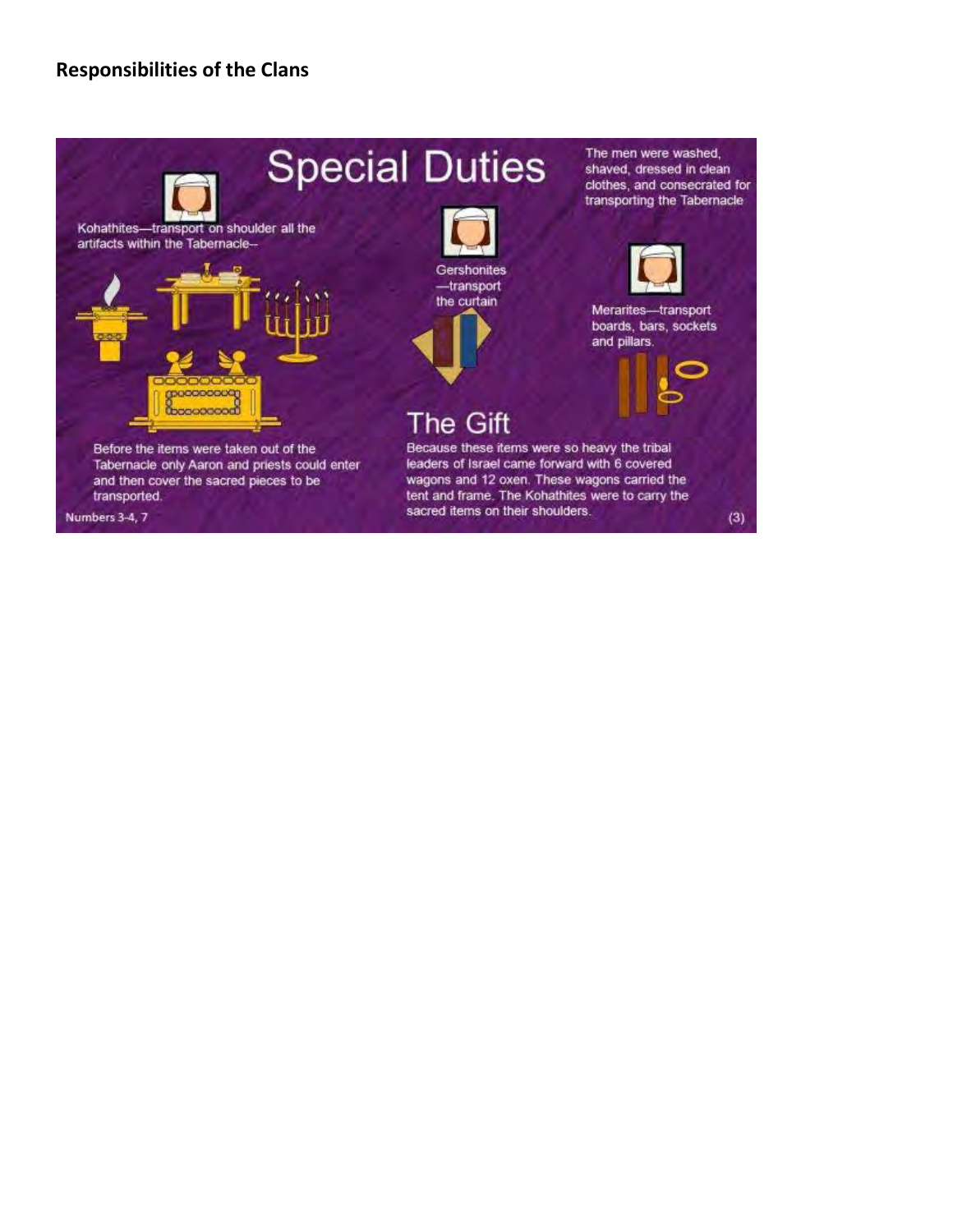**Responsibilities of the Clans**

# Special Duties

The men were washed, shaved, dressed in clean clothes, and consecrated for transporting the Tabernacle

Kohathites—transport on shoulder all the artifacts within the Tabernacle--

Gershonites —transport the curtain

Merarites—transport boards, bars, sockets and pillars.

Before the items were taken out of the Tabernacle only Aaron and priests could enter and then cover the sacred pieces to be transported.

## The Gift

Because these items were so heavy the tribal leaders of Israel came forward with 6 covered wagons and 12 oxen. These wagons carried the tent and frame. The Kohathites were to carry the sacred items on their shoulders.

Numbers 3-4, 7

(3)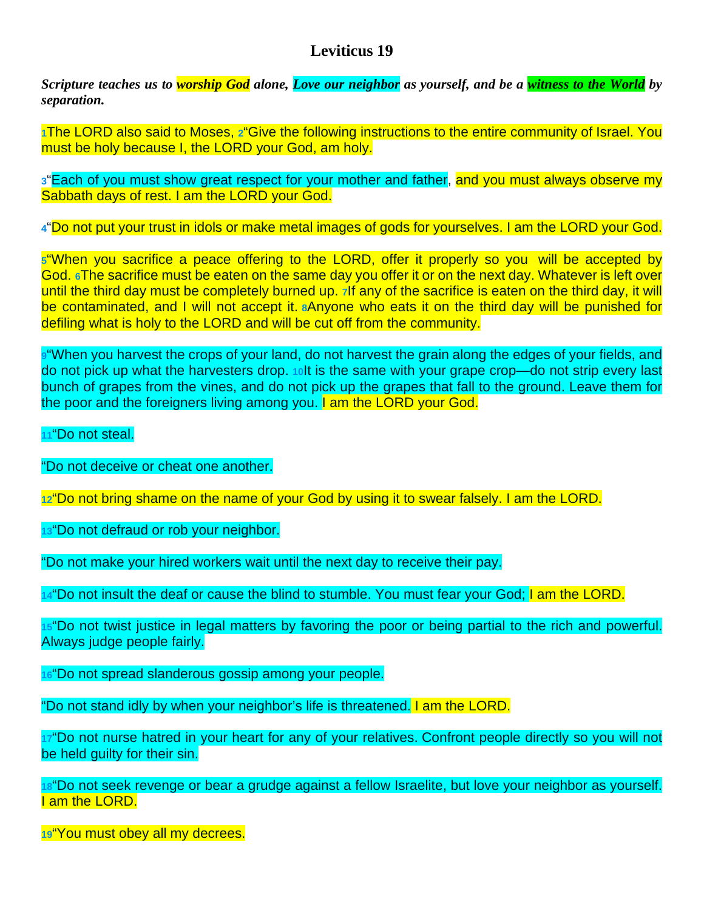# Leviticus 19

***Scripture teaches us to worship God alone, Love our neighbor as yourself, and be a witness to the World by separation.***

1The LORD also said to Moses, 2"Give the following instructions to the entire community of Israel. You must be holy because I, the LORD your God, am holy.

3"Each of you must show great respect for your mother and father, and you must always observe my Sabbath days of rest. I am the LORD your God.

4"Do not put your trust in idols or make metal images of gods for yourselves. I am the LORD your God.

5"When you sacrifice a peace offering to the LORD, offer it properly so you will be accepted by God. 6The sacrifice must be eaten on the same day you offer it or on the next day. Whatever is left over until the third day must be completely burned up. 7If any of the sacrifice is eaten on the third day, it will be contaminated, and I will not accept it. 8Anyone who eats it on the third day will be punished for defiling what is holy to the LORD and will be cut off from the community.

9"When you harvest the crops of your land, do not harvest the grain along the edges of your fields, and do not pick up what the harvesters drop. 10It is the same with your grape crop—do not strip every last bunch of grapes from the vines, and do not pick up the grapes that fall to the ground. Leave them for the poor and the foreigners living among you. I am the LORD your God.

11"Do not steal.

"Do not deceive or cheat one another.

12"Do not bring shame on the name of your God by using it to swear falsely. I am the LORD.

13"Do not defraud or rob your neighbor.

"Do not make your hired workers wait until the next day to receive their pay.

14"Do not insult the deaf or cause the blind to stumble. You must fear your God; I am the LORD.

15"Do not twist justice in legal matters by favoring the poor or being partial to the rich and powerful. Always judge people fairly.

16"Do not spread slanderous gossip among your people.

"Do not stand idly by when your neighbor's life is threatened. I am the LORD.

17"Do not nurse hatred in your heart for any of your relatives. Confront people directly so you will not be held guilty for their sin.

18"Do not seek revenge or bear a grudge against a fellow Israelite, but love your neighbor as yourself. I am the LORD.

19"You must obey all my decrees.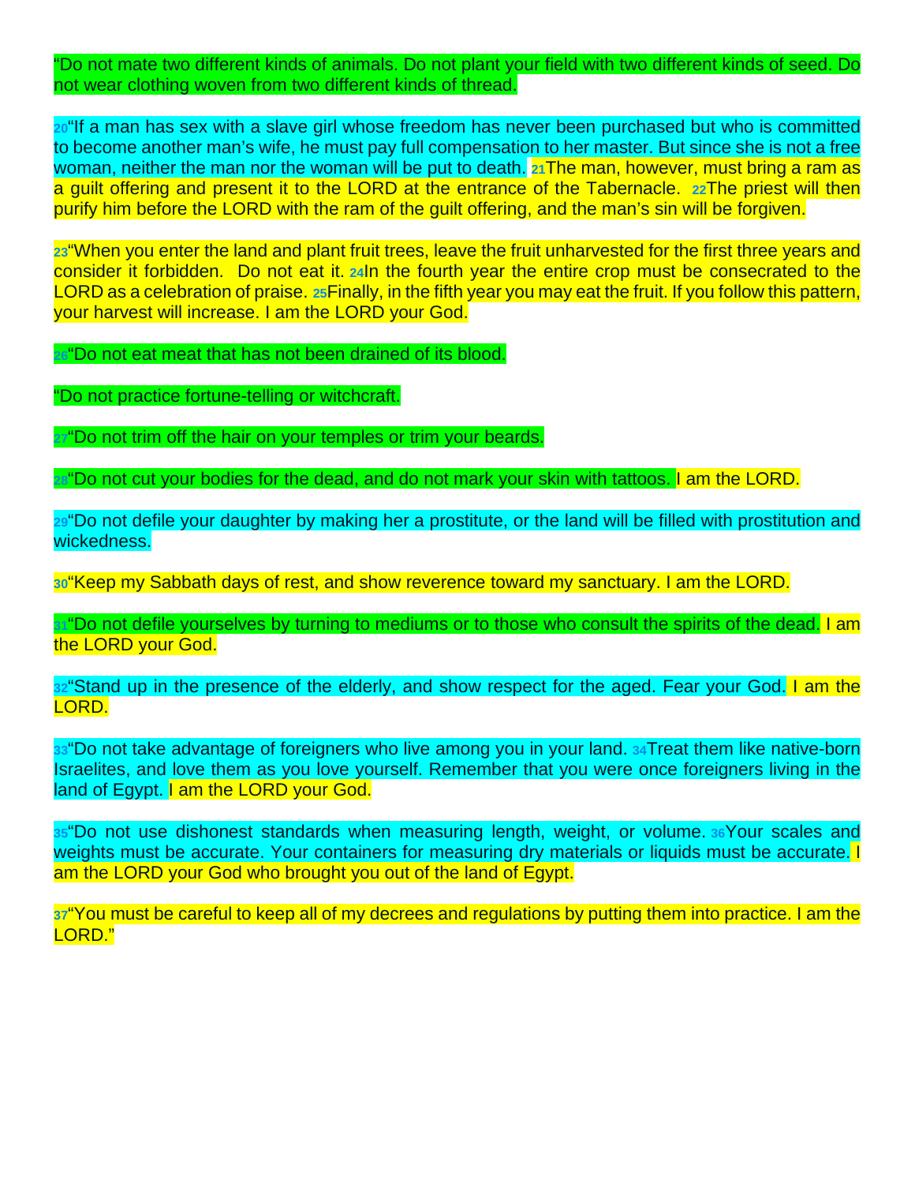“Do not mate two different kinds of animals. Do not plant your field with two different kinds of seed. Do not wear clothing woven from two different kinds of thread.

20“If a man has sex with a slave girl whose freedom has never been purchased but who is committed to become another man’s wife, he must pay full compensation to her master. But since she is not a free woman, neither the man nor the woman will be put to death. 21The man, however, must bring a ram as a guilt offering and present it to the LORD at the entrance of the Tabernacle. 22The priest will then purify him before the LORD with the ram of the guilt offering, and the man’s sin will be forgiven.

23“When you enter the land and plant fruit trees, leave the fruit unharvested for the first three years and consider it forbidden. Do not eat it. 24In the fourth year the entire crop must be consecrated to the LORD as a celebration of praise. 25Finally, in the fifth year you may eat the fruit. If you follow this pattern, your harvest will increase. I am the LORD your God.

26“Do not eat meat that has not been drained of its blood.

“Do not practice fortune-telling or witchcraft.

27“Do not trim off the hair on your temples or trim your beards.

28“Do not cut your bodies for the dead, and do not mark your skin with tattoos. I am the LORD.

29“Do not defile your daughter by making her a prostitute, or the land will be filled with prostitution and wickedness.

30“Keep my Sabbath days of rest, and show reverence toward my sanctuary. I am the LORD.

31“Do not defile yourselves by turning to mediums or to those who consult the spirits of the dead. I am the LORD your God.

32“Stand up in the presence of the elderly, and show respect for the aged. Fear your God. I am the LORD.

33“Do not take advantage of foreigners who live among you in your land. 34Treat them like native-born Israelites, and love them as you love yourself. Remember that you were once foreigners living in the land of Egypt. I am the LORD your God.

35“Do not use dishonest standards when measuring length, weight, or volume. 36Your scales and weights must be accurate. Your containers for measuring dry materials or liquids must be accurate. I am the LORD your God who brought you out of the land of Egypt.

37“You must be careful to keep all of my decrees and regulations by putting them into practice. I am the LORD.”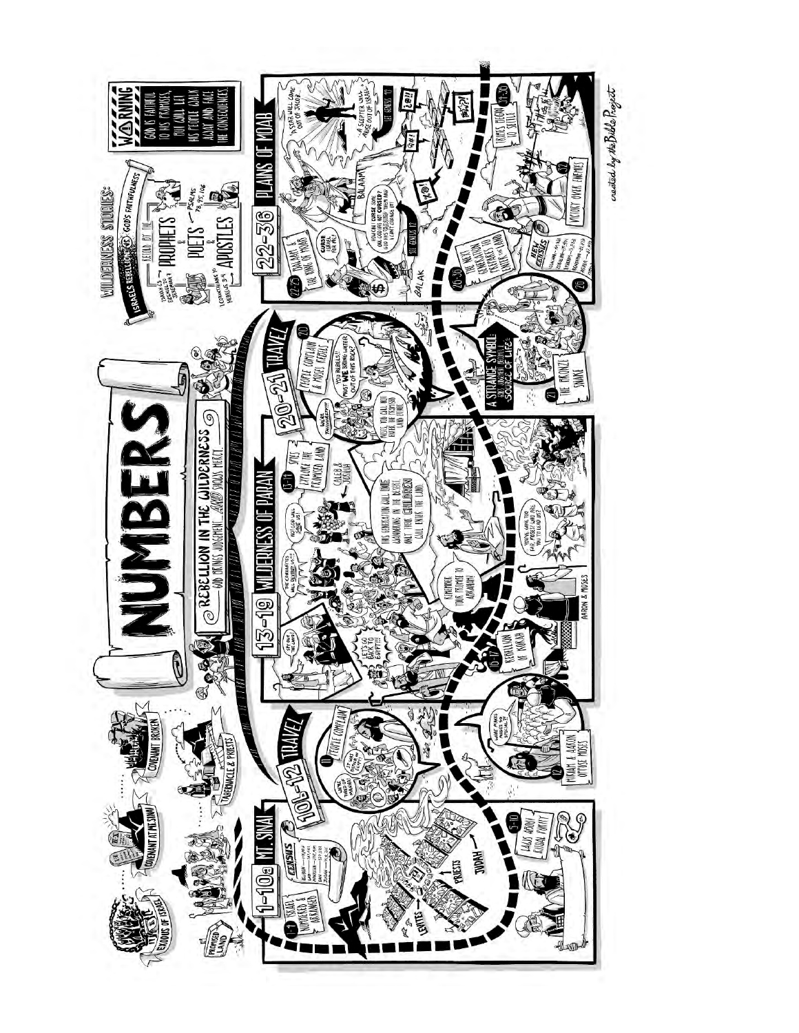# NUMBERS

REBELLION IN THE WILDERNESS
GOD BRINGS JUDGMENT AND SHOWS MERCY

EXODUS OF ISRAEL
COVENANT AT MT. SINAI
COVENANT BROKEN
TABERNACLE & PRIESTS
PROMISED LAND

WILDERNESS STORIES:
ISRAEL'S REBELLION VS GOD'S FAITHFULNESS
RETOLD BY THE PROPHETS & POETS & APOSTLES
ISAIAH 63, EZEKIEL 20, JEREMIAH 7
PSALMS 78, 95, 106
1 CORINTHIANS 10, HEBREWS 3-4

WARNING
GOD IS FAITHFUL TO HIS PROMISES, BUT GOD WILL LET HIS PEOPLE WALK AWAY AND FACE THE CONSEQUENCES

## 1-10a MT. SINAI

1-4 ISRAEL NUMBERED & ARRANGED
CENSUS
LEVITES
PRIESTS
JUDAH
5-10 LAWS ABOUT RITUAL PURITY

## 10b-12 TRAVEL

11 PEOPLE COMPLAIN
12 MIRIAM & AARON OPPOSE MOSES
WHAT MAKES MOSES SO SPECIAL?!

## 13-19 WILDERNESS OF PARAN

13-14 SPIES EXPLORE THE PROMISED LAND
CALEB & JOSHUA
LET'S GO BACK TO EGYPT!!!
THIS GENERATION WILL DIE WANDERING IN THE DESERT. ONLY THEIR CHILDREN WILL ENTER THE LAND.
REMEMBER YOUR PROMISE TO ABRAHAM!
16-17 REBELLION OF KORAH
AARON & MOSES

## 20-21 TRAVEL

20 PEOPLE COMPLAIN & MOSES REBELS
YOU REBELS!! MUST WE BRING WATER OUT OF THIS ROCK?
MOSES YOU SHALL NOT ENTER THE PROMISED LAND EITHER
A STRANGE SYMBOL: SOURCE OF LIFE
21 THE BRONZE SNAKE

## 22-36 PLAINS OF MOAB

22-25 BALAAM & THE KING OF MOAB
BALAK
BALAAM
CURSE ISRAEL FOR ME!
HOW CAN I CURSE THOSE GOD HAS NOT CURSED? GOD HAS BLESSED THEM AND I CAN'T CHANGE IT
SEE GENESIS 12
A STAR WILL COME OUT OF JACOB...
A SCEPTER WILL RISE OUT OF ISRAEL...
SEE GENESIS 49
26-30 THE NEXT GENERATION PREPARES TO ENTER THE LAND
26 NEW CENSUS
31 VICTORY OVER ENEMIES
32-36 TRIBES BEGIN TO SETTLE

created by the Bible Project